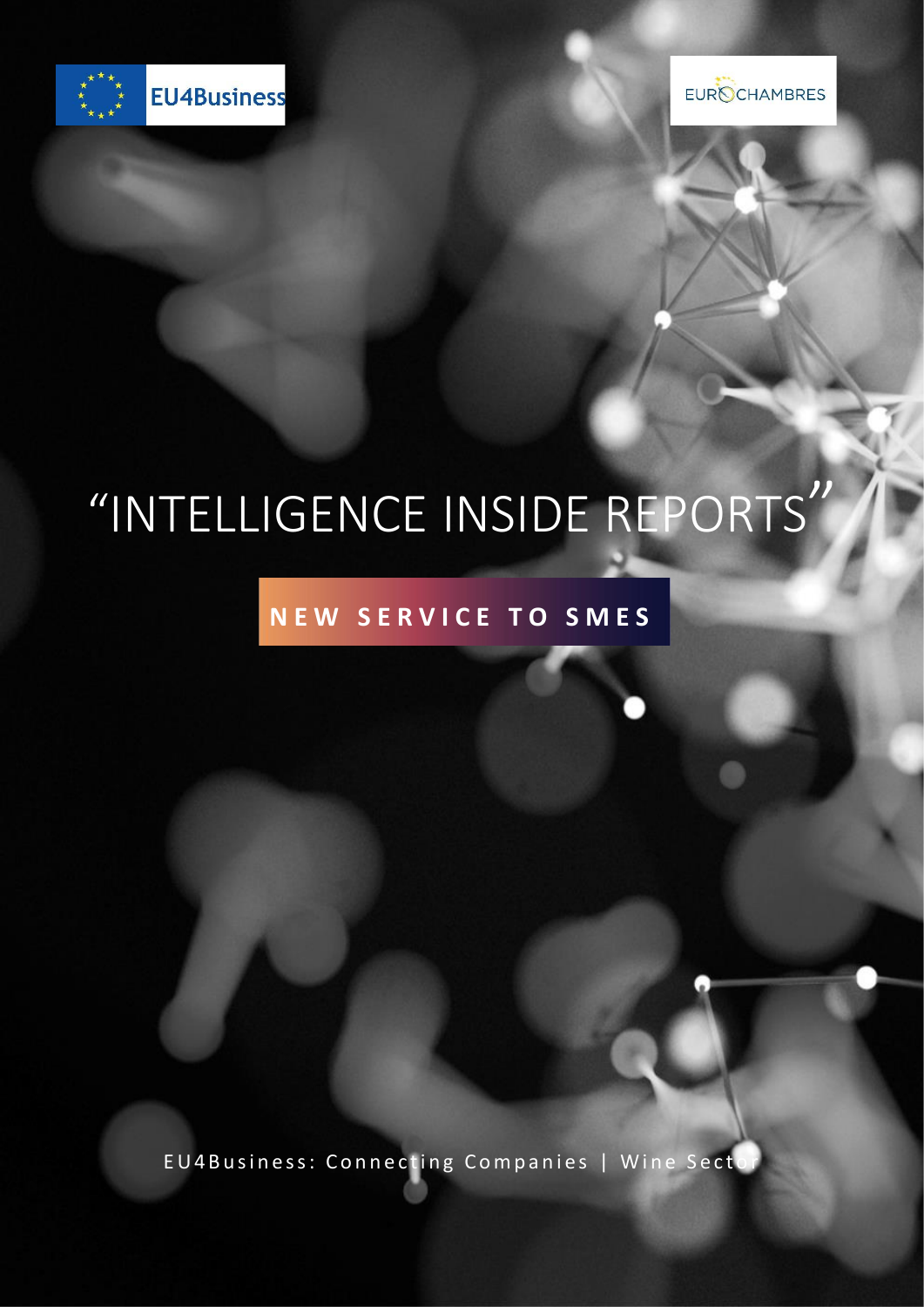EU4Business

EUROCHAMBRES

# "INTELLIGENCE INSIDE REPORTS"

**NEW SERVICE TO SMES**

EU4Business: Connecting Companies | Wine Sector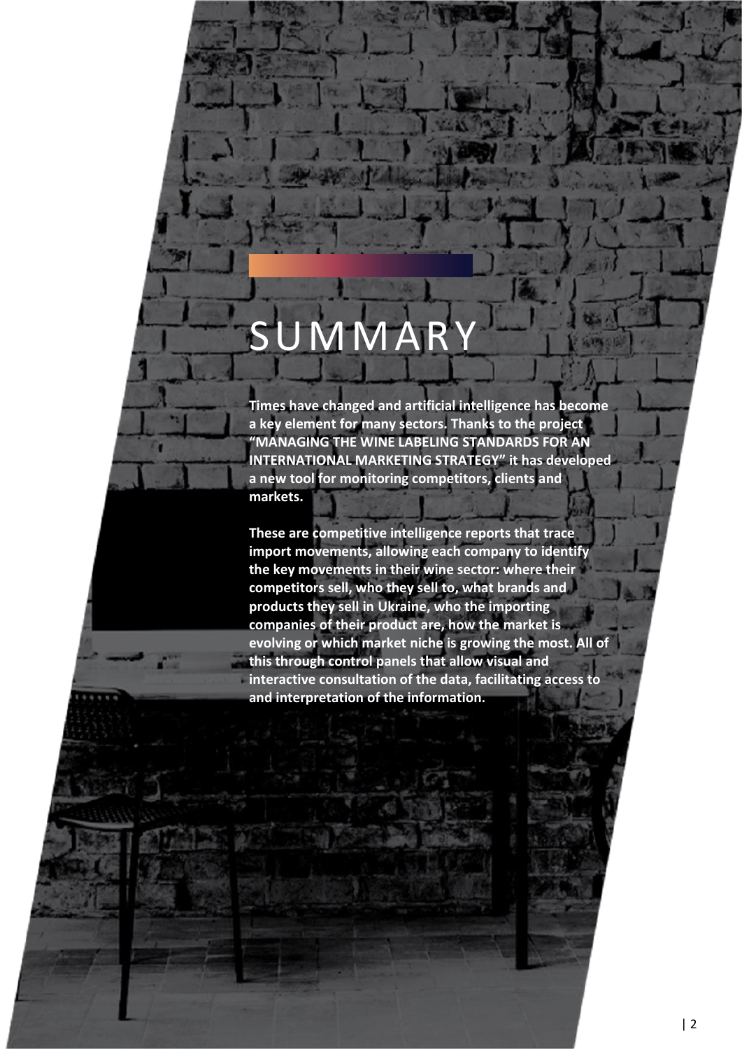# SUMMARY

**Times have changed and artificial intelligence has become a key element for many sectors. Thanks to the project "MANAGING THE WINE LABELING STANDARDS FOR AN INTERNATIONAL MARKETING STRATEGY" it has developed a new tool for monitoring competitors, clients and markets.**

**These are competitive intelligence reports that trace import movements, allowing each company to identify the key movements in their wine sector: where their competitors sell, who they sell to, what brands and products they sell in Ukraine, who the importing companies of their product are, how the market is evolving or which market niche is growing the most. All of this through control panels that allow visual and interactive consultation of the data, facilitating access to and interpretation of the information.**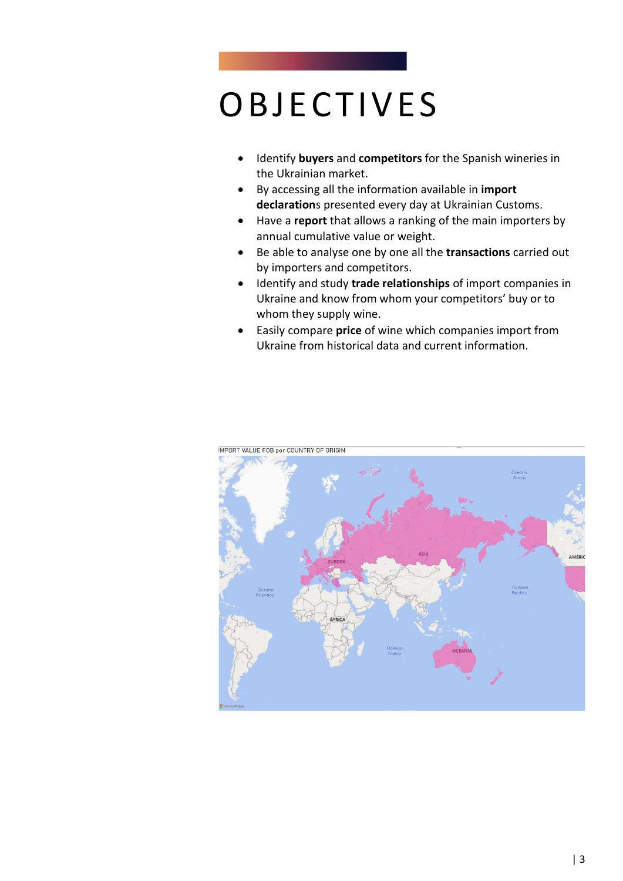# OBJECTIVES

- Identify **buyers** and **competitors** for the Spanish wineries in the Ukrainian market.
- By accessing all the information available in **import declaration**s presented every day at Ukrainian Customs.
- Have a **report** that allows a ranking of the main importers by annual cumulative value or weight.
- Be able to analyse one by one all the **transactions** carried out by importers and competitors.
- Identify and study **trade relationships** of import companies in Ukraine and know from whom your competitors' buy or to whom they supply wine.
- Easily compare **price** of wine which companies import from Ukraine from historical data and current information.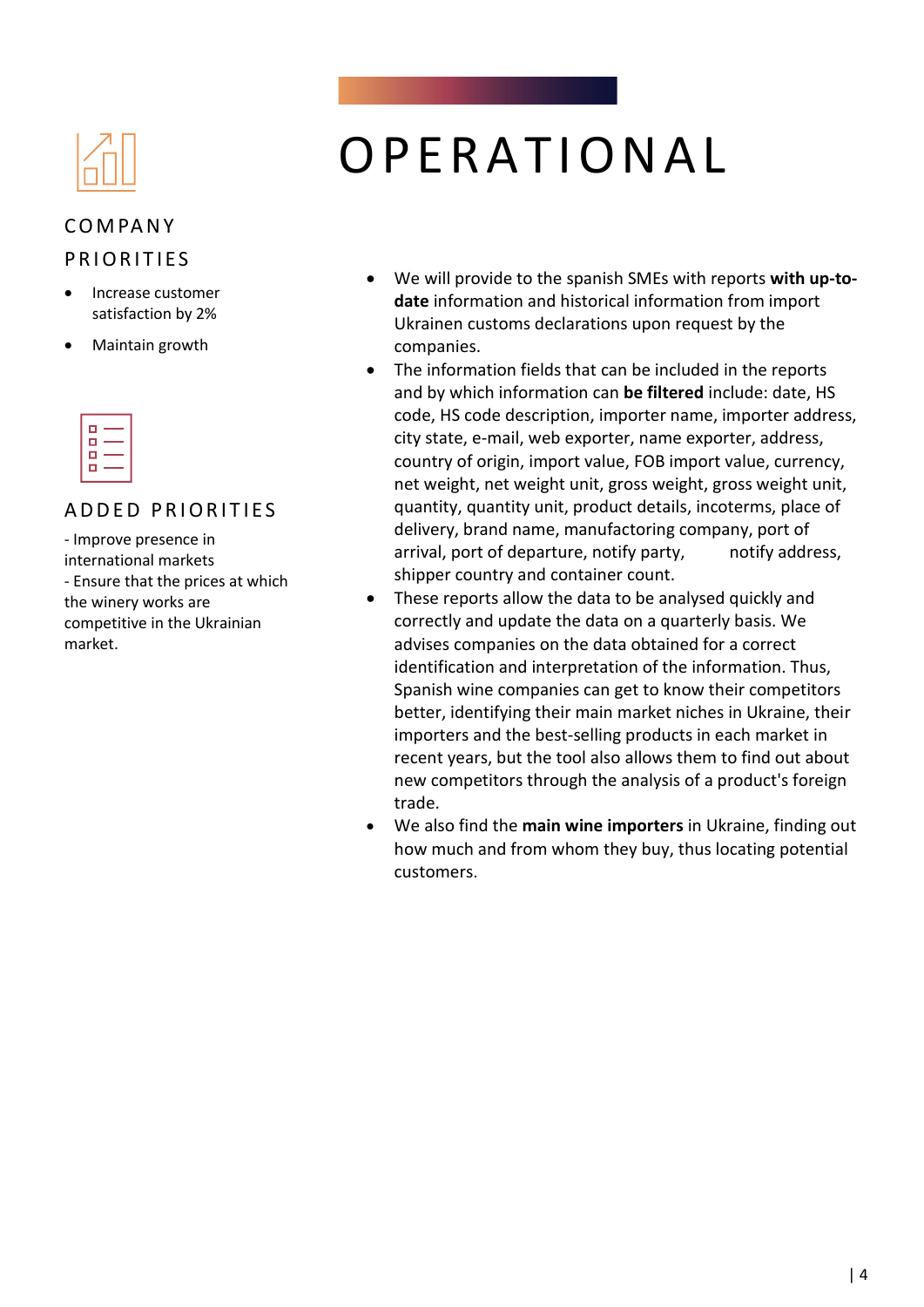# OPERATIONAL

### COMPANY PRIORITIES

- Increase customer satisfaction by 2%
- Maintain growth

### ADDED PRIORITIES

- Improve presence in international markets
- Ensure that the prices at which the winery works are competitive in the Ukrainian market.

- We will provide to the spanish SMEs with reports **with up-to-date** information and historical information from import Ukrainen customs declarations upon request by the companies.
- The information fields that can be included in the reports and by which information can **be filtered** include: date, HS code, HS code description, importer name, importer address, city state, e-mail, web exporter, name exporter, address, country of origin, import value, FOB import value, currency, net weight, net weight unit, gross weight, gross weight unit, quantity, quantity unit, product details, incoterms, place of delivery, brand name, manufactoring company, port of arrival, port of departure, notify party, notify address, shipper country and container count.
- These reports allow the data to be analysed quickly and correctly and update the data on a quarterly basis. We advises companies on the data obtained for a correct identification and interpretation of the information. Thus, Spanish wine companies can get to know their competitors better, identifying their main market niches in Ukraine, their importers and the best-selling products in each market in recent years, but the tool also allows them to find out about new competitors through the analysis of a product's foreign trade.
- We also find the **main wine importers** in Ukraine, finding out how much and from whom they buy, thus locating potential customers.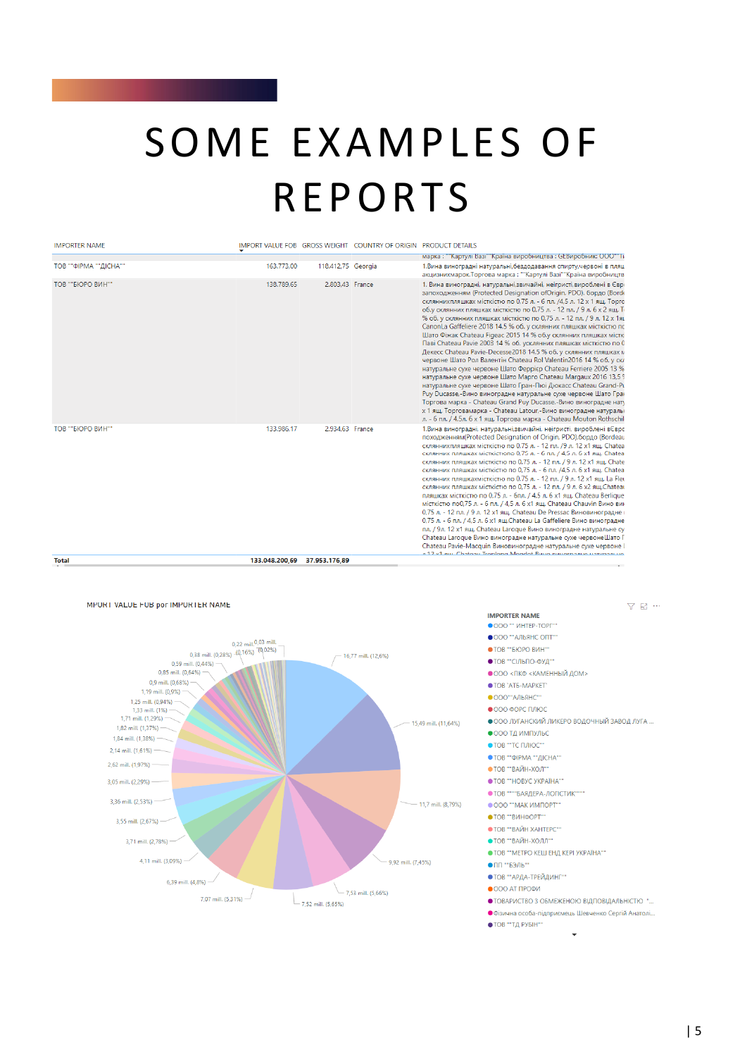# SOME EXAMPLES OF REPORTS

| IMPORTER NAME | IMPORT VALUE FOB | GROSS WEIGHT | COUNTRY OF ORIGIN | PRODUCT DETAILS |
|---|---|---|---|---|
| | | | | марка : ""Картулі Вазі""Країна виробництва : GEВиробник: ООО""Т |
| ТОВ ""ФІРМА ""ДІСНА"" | 163.773,00 | 118.412,75 | Georgia | 1.Вина виноградні натуральні,бездоданняя спирту,червоні в пляш акцизнихмарок.Торгова марка : ""Картулі Вазі""Країна виробництва |
| ТОВ ""БЮРО ВИН"" | 138.789,65 | 2.803,43 | France | 1. Вина виноградні, натуральні,звичайні, неігристі,вироблені в Євр запоходженням (Protected Designation ofOrigin, PDO). бордо (Bord скляннихпляшках місткістю по 0.75 л. - 6 пл. /4,5 л. 12 x 1 ящ. Торго об.у скляних пляшках місткістю по 0.75 л. - 12 пл. / 9 л. 6 x 2 ящ. Т % об. у скляних пляшках місткістю по 0,75 л. - 12 пл. / 9 л. 12 x 1ящ CanonLa Gaffeliere 2018 14.5 % об.у скляних пляшках місткістю по Шато Фіжак Chateau Figeac 2015 14 % об.у скляних пляшках містк Паві Chateau Pavie 2005 14 % об. усклянних пляшках місткістю по Декесс Chateau Pavie-Decesse2018 14.5 % об. у скляних пляшках м червоне Шато Рол Валентин Chateau Rol Valentin2016 14 % об. у ск натуральне сухе червоне Шато Феррієр Chateau Ferriere 2005 13 % натуральне сухе червоне Шато Марго Chateau Margaux 2016 13,5 натуральне сухе червоне Шато Гран-Пюі Дюкасс Chateau Grand-P Puy Ducasse.-Вино виноградне натуральне сухе червоне Шато Гра Торгова марка - Chateau Grand Puy Ducasse.-Вино виноградне нат x 1 ящ. Торговамарка - Chateau Latour.-Вино виноградне натураль л. - 6 пл. / 4.5л. 6 x 1 ящ. Торгова марка - Chateau Mouton Rothschil |
| ТОВ ""БЮРО ВИН"" | 133.986,17 | 2.934,63 | France | 1.Вина виноградні, натуральні,звичайні, неігристі, вироблені вЄвро походженням(Protected Designation of Origin, PDO).бордо (Bordeau скляннихпляшках місткістю по 0.75 л. - 12 пл. /9 л. 12 x1 ящ. Chatea скляних пляшках місткістю 0.75 л. - 6 пл. / 4,5 л. 6 x1 ящ. Chatea скляних пляшках місткістю по 0,75 л. - 12 пл. / 9 л. 12 x1 ящ. Chate скляних пляшках місткістю по 0,75 л. - 6 пл. /4,5 л. 6 x1 ящ. Chatea скляних пляшкахмісткістю по 0.75 л. - 12 пл. / 9 л. 12 x1 ящ. La Fle скляних пляшках місткістю по 0,75 л. - 12 пл. / 9 л. 6 x2 ящ.Chatea пляшках місткістю по 0.75 л. - 6пл. / 4,5 л. 6 x1 ящ. Chateau Berlique місткістю по0,75 л. - 6 пл. / 4,5 л. 6 x1 ящ. Chateau Chauvin Вино вин 0,75 л. - 12 пл. / 9 л. 12 x1 ящ. Chateau De Pressac Виновиноградне 0.75 л. - 6 пл. / 4,5 л. 6 x1 ящ.Chateau La Gaffeliere Вино виноградне пл. / 9л. 12 x1 ящ. Chateau Laroque Вино виноградне натуральне су Chateau Laroque Вино виноградне натуральне сухе червонеШато Chateau Pavie-Macquin Виновиноградне натуральне сухе червоне |
| **Total** | **133.048.200,69** | **37.953.176,89** | | |

IMPORT VALUE FOB por IMPORTER NAME

| Value | Share |
|---|---|
| 16,77 mill. | (12,6%) |
| 15,49 mill. | (11,64%) |
| 11,7 mill. | (8,79%) |
| 9,92 mill. | (7,45%) |
| 7,53 mill. | (5,66%) |
| 7,52 mill. | (5,65%) |
| 7,07 mill. | (5,31%) |
| 6,39 mill. | (4,8%) |
| 4,11 mill. | (3,09%) |
| 3,71 mill. | (2,78%) |
| 3,55 mill. | (2,67%) |
| 3,36 mill. | (2,53%) |
| 3,05 mill. | (2,29%) |
| 2,62 mill. | (1,97%) |
| 2,14 mill. | (1,61%) |
| 1,84 mill. | (1,38%) |
| 1,82 mill. | (1,37%) |
| 1,71 mill. | (1,29%) |
| 1,33 mill. | (1%) |
| 1,25 mill. | (0,94%) |
| 1,19 mill. | (0,9%) |
| 0,9 mill. | (0,68%) |
| 0,85 mill. | (0,64%) |
| 0,59 mill. | (0,44%) |
| 0,38 mill. | (0,28%) |
| 0,22 mill. | (0,16%) |
| 0,03 mill. | (0,02%) |

IMPORTER NAME
- ООО "" ИНТЕР-ТОРГ""
- ООО ""АЛЬЯНС ОПТ""
- ТОВ ""БЮРО ВИН""
- ТОВ ""СІЛЬПО-ФУД""
- ООО <ПКФ <КАМЕННЫЙ ДОМ>
- ТОВ `АТБ-МАРКЕТ`
- ООО""АЛЬЯНС""
- ООО ФОРС ПЛЮС
- ООО ЛУГАНСКИЙ ЛИКЕРО ВОДОЧНЫЙ ЗАВОД ЛУГА ...
- ООО ТД ИМПУЛЬС
- ТОВ ""ТС ПЛЮС""
- ТОВ ""ФІРМА ""ДІСНА""
- ТОВ ""ВАЙН-ХОЛ""
- ТОВ ""НОВУС УКРАЇНА""
- ТОВ """"БАЯДЕРА-ЛОГІСТИК""""
- ООО ""МАК ИМПОРТ""
- ТОВ ""ВИНФОРТ""
- ТОВ ""ВАЙН ХАНТЕРС""
- ТОВ ""ВАЙН-ХОЛЛ""
- ТОВ ""МЕТРО КЕШ ЕНД КЕРІ УКРАЇНА""
- ПП ""БЭЛЬ""
- ТОВ ""АРДА-ТРЕЙДИНГ""
- ООО АТ ПРОФИ
- ТОВАРИСТВО З ОБМЕЖЕНОЮ ВІДПОВІДАЛЬНІСТЮ "...
- Фізична особа-підприємець Шевченко Сергій Анатолі...
- ТОВ ""ТД РУБІН""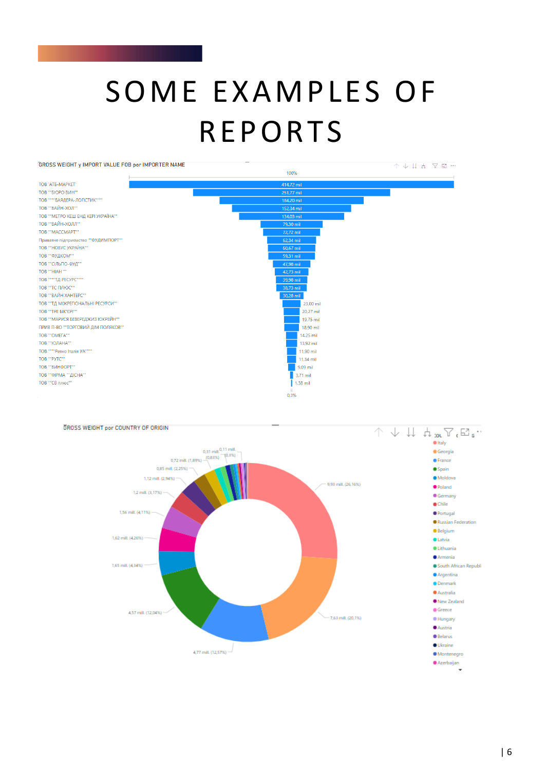# SOME EXAMPLES OF REPORTS

GROSS WEIGHT y IMPORT VALUE FOB por IMPORTER NAME

100%

ТОВ 'АТБ-МАРКЕТ' 414,72 mil
ТОВ ""БЮРО ВИН"" 251,77 mil
ТОВ """БАЯДЕРА-ЛОГІСТИК"""" 184,20 mil
ТОВ ""ВАЙН-ХОЛ"" 152,34 mil
ТОВ ""МЕТРО КЕШ ЕНД КЕРІ УКРАЇНА"" 134,03 mil
ТОВ ""ВАЙН-ХОЛЛ"" 79,30 mil
ТОВ ""МАССМАРТ"" 72,72 mil
Приватне підприємство ""ФУДИМПОРТ"" 62,34 mil
ТОВ ""НОВУС УКРАЇНА"" 60,67 mil
ТОВ ""ФУДКОМ"" 59,31 mil
ТОВ ""СІЛЬПО-ФУД"" 47,98 mil
ТОВ ""НІАН "" 42,73 mil
ТОВ """ТД РЕСУРС"""" 39,98 mil
ТОВ ""ТС ПЛЮС"" 38,73 mil
ТОВ ""ВАЙН ХАНТЕРС"" 30,28 mil
ТОВ ""ТД МІЖРЕГІОНАЛЬНІ РЕСУРСИ"" 23,00 mil
ТОВ ""ТРЕ БІК'ЕРІ"" 20,27 mil
ТОВ ""МАРУСЯ БЕВЕРЕДЖИЗ ЮКРЕЙН"" 19,75 mil
ПРИВ П-ВО ""ТОРГОВИЙ ДІМ ПОЛЯКОВ"" 18,90 mil
ТОВ ""ОМЕГА"" 14,25 mil
ТОВ ""ЮЛАНА"" 13,92 mil
ТОВ """Регно Італія УА"""" 11,90 mil
ТОВ ""РУТС"" 11,34 mil
ТОВ ""ВИНФОРТ"" 9,09 mil
ТОВ ""ФІРМА ""ДІСНА"" 3,71 mil
ТОВ ""СВ плюс"" 1,38 mil

0,3%

GROSS WEIGHT por COUNTRY OF ORIGIN

9,93 mill. (26,16%)
7,63 mill. (20,1%)
4,77 mill. (12,57%)
4,57 mill. (12,04%)
1,65 mill. (4,34%)
1,62 mill. (4,26%)
1,56 mill. (4,11%)
1,2 mill. (3,17%)
1,12 mill. (2,94%)
0,85 mill. (2,25%)
0,72 mill. (1,89%)
0,31 mill. (0,83%)
0,11 mill. (0,3%)

Italy
Georgia
France
Spain
Moldova
Poland
Germany
Chile
Portugal
Russian Federation
Belgium
Latvia
Lithuania
Armenia
South African Republi
Argentina
Denmark
Australia
New Zealand
Greece
Hungary
Austria
Belarus
Ukraine
Montenegro
Azerbaijan